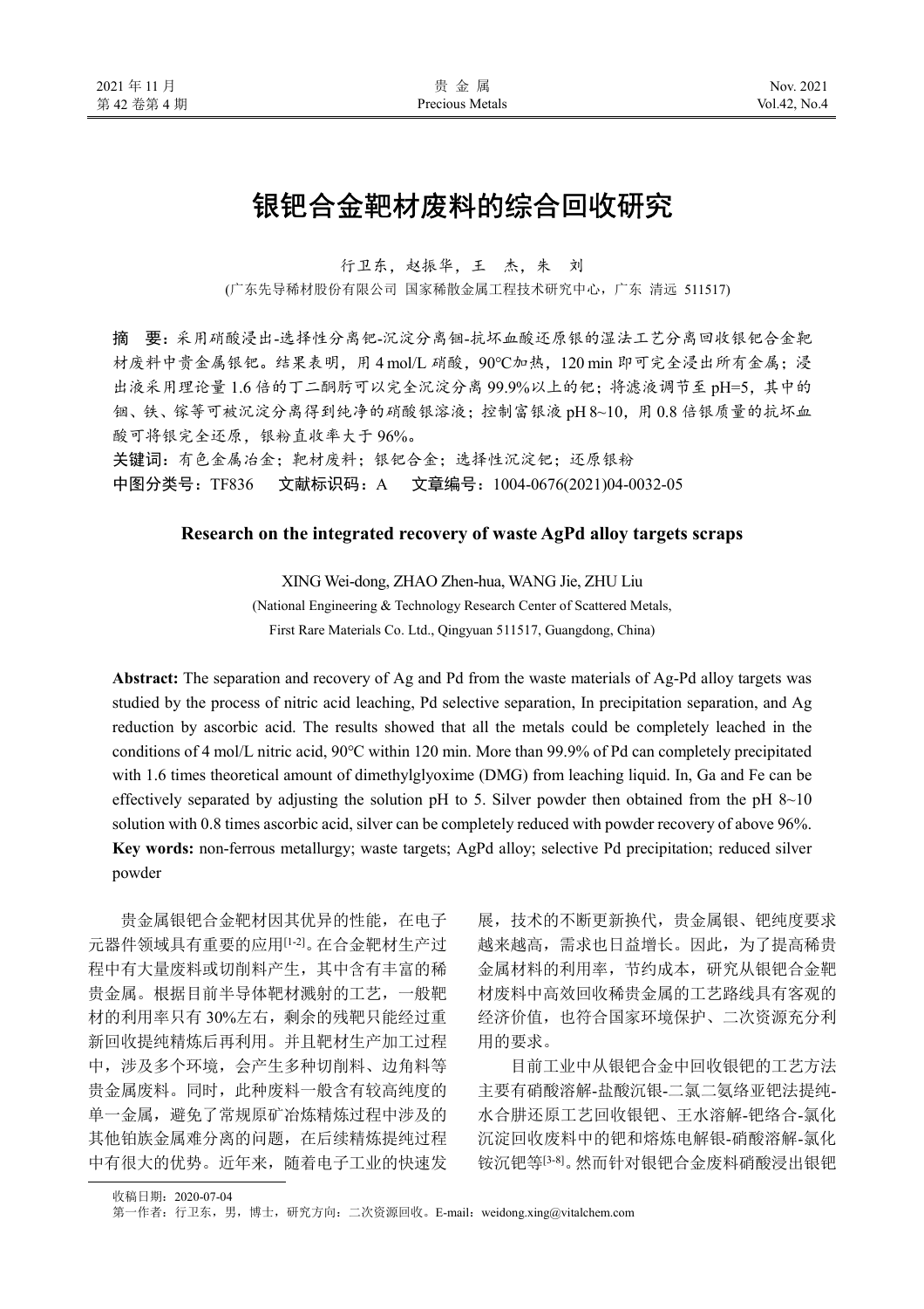# 银钯合金靶材废料的综合回收研究

行卫东，赵振华，王　杰，朱　刘

(广东先导稀材股份有限公司 国家稀散金属工程技术研究中心，广东 清远 511517)

**摘　要：** 采用硝酸浸出-选择性分离钯-沉淀分离铟-抗坏血酸还原银的湿法工艺分离回收银钯合金靶材废料中贵金属银钯。结果表明，用 4 mol/L 硝酸，90℃加热，120 min 即可完全浸出所有金属；浸出液采用理论量 1.6 倍的丁二酮肟可以完全沉淀分离 99.9%以上的钯；将滤液调节至 pH=5，其中的铟、铁、镓等可被沉淀分离得到纯净的硝酸银溶液；控制富银液 pH 8~10，用 0.8 倍银质量的抗坏血酸可将银完全还原，银粉直收率大于 96%。

**关键词：** 有色金属冶金；靶材废料；银钯合金；选择性沉淀钯；还原银粉

**中图分类号：** TF836　　**文献标识码：** A　　**文章编号：** 1004-0676(2021)04-0032-05

## Research on the integrated recovery of waste AgPd alloy targets scraps

XING Wei-dong, ZHAO Zhen-hua, WANG Jie, ZHU Liu

(National Engineering & Technology Research Center of Scattered Metals, First Rare Materials Co. Ltd., Qingyuan 511517, Guangdong, China)

**Abstract:** The separation and recovery of Ag and Pd from the waste materials of Ag-Pd alloy targets was studied by the process of nitric acid leaching, Pd selective separation, In precipitation separation, and Ag reduction by ascorbic acid. The results showed that all the metals could be completely leached in the conditions of 4 mol/L nitric acid, 90℃ within 120 min. More than 99.9% of Pd can completely precipitated with 1.6 times theoretical amount of dimethylglyoxime (DMG) from leaching liquid. In, Ga and Fe can be effectively separated by adjusting the solution pH to 5. Silver powder then obtained from the pH 8~10 solution with 0.8 times ascorbic acid, silver can be completely reduced with powder recovery of above 96%.

**Key words:** non-ferrous metallurgy; waste targets; AgPd alloy; selective Pd precipitation; reduced silver powder

贵金属银钯合金靶材因其优异的性能，在电子元器件领域具有重要的应用[1-2]。在合金靶材生产过程中有大量废料或切削料产生，其中含有丰富的稀贵金属。根据目前半导体靶材溅射的工艺，一般靶材的利用率只有 30%左右，剩余的残靶只能经过重新回收提纯精炼后再利用。并且靶材生产加工过程中，涉及多个环境，会产生多种切削料、边角料等贵金属废料。同时，此种废料一般含有较高纯度的单一金属，避免了常规原矿冶炼精炼过程中涉及的其他铂族金属难分离的问题，在后续精炼提纯过程中有很大的优势。近年来，随着电子工业的快速发展，技术的不断更新换代，贵金属银、钯纯度要求越来越高，需求也日益增长。因此，为了提高稀贵金属材料的利用率，节约成本，研究从银钯合金靶材废料中高效回收稀贵金属的工艺路线具有客观的经济价值，也符合国家环境保护、二次资源充分利用的要求。

目前工业中从银钯合金中回收银钯的工艺方法主要有硝酸溶解-盐酸沉银-二氯二氨络亚钯法提纯-水合肼还原工艺回收银钯、王水溶解-钯络合-氯化沉淀回收废料中的钯和熔炼电解银-硝酸溶解-氯化铵沉钯等[3-8]。然而针对银钯合金废料硝酸浸出银钯

收稿日期：2020-07-04

第一作者：行卫东，男，博士，研究方向：二次资源回收。E-mail：weidong.xing@vitalchem.com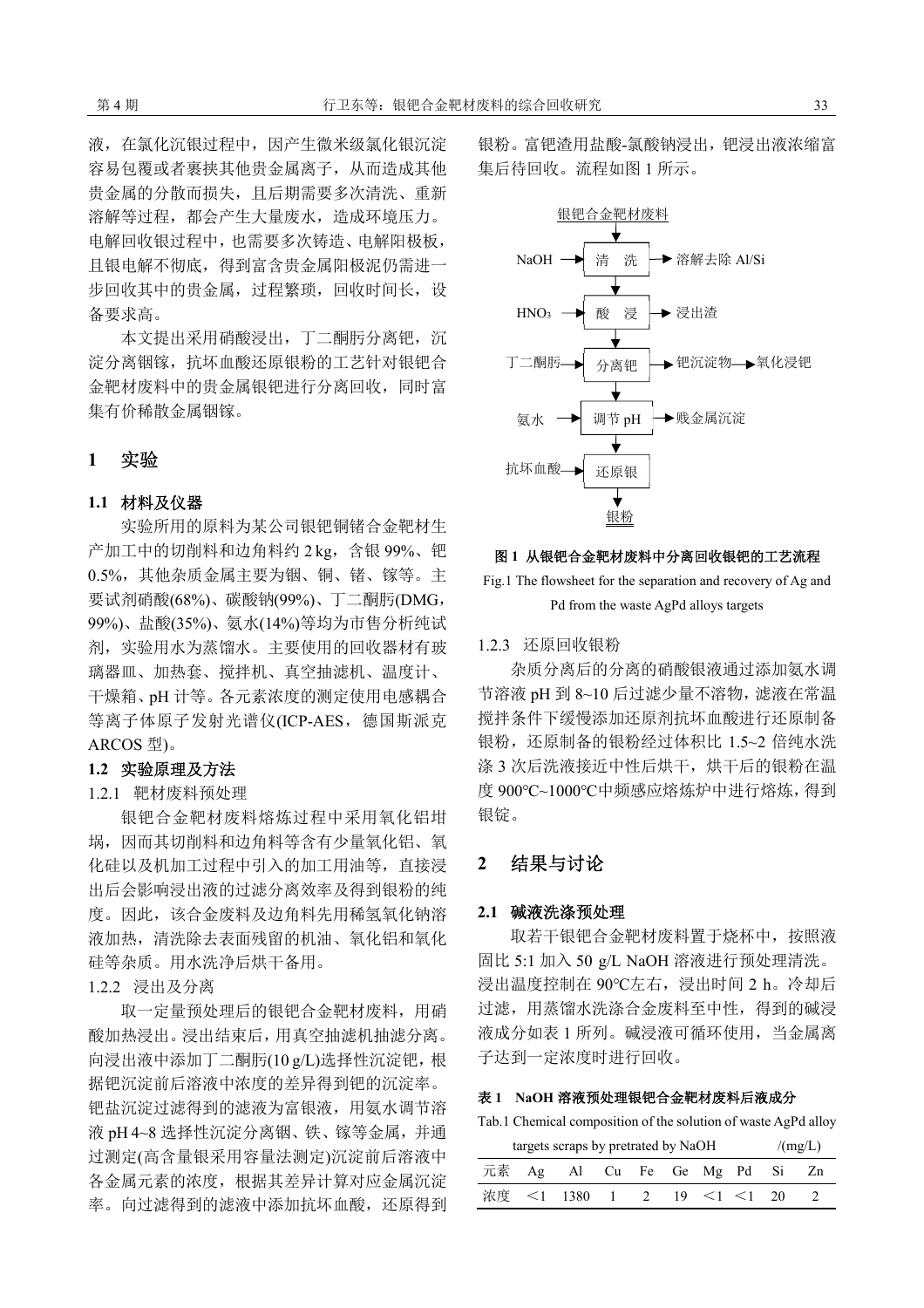液，在氯化沉银过程中，因产生微米级氯化银沉淀容易包覆或者裹挟其他贵金属离子，从而造成其他贵金属的分散而损失，且后期需要多次清洗、重新溶解等过程，都会产生大量废水，造成环境压力。电解回收银过程中，也需要多次铸造、电解阳极板，且银电解不彻底，得到富含贵金属阳极泥仍需进一步回收其中的贵金属，过程繁琐，回收时间长，设备要求高。

本文提出采用硝酸浸出，丁二酮肟分离钯，沉淀分离铟镓，抗坏血酸还原银粉的工艺针对银钯合金靶材废料中的贵金属银钯进行分离回收，同时富集有价稀散金属铟镓。

# 1 实验

## 1.1 材料及仪器

实验所用的原料为某公司银钯铜锗合金靶材生产加工中的切削料和边角料约 2 kg，含银 99%、钯 0.5%，其他杂质金属主要为铟、铜、锗、镓等。主要试剂硝酸(68%)、碳酸钠(99%)、丁二酮肟(DMG，99%)、盐酸(35%)、氨水(14%)等均为市售分析纯试剂，实验用水为蒸馏水。主要使用的回收器材有玻璃器皿、加热套、搅拌机、真空抽滤机、温度计、干燥箱、pH 计等。各元素浓度的测定使用电感耦合等离子体原子发射光谱仪(ICP-AES，德国斯派克 ARCOS 型)。

## 1.2 实验原理及方法

### 1.2.1 靶材废料预处理

银钯合金靶材废料熔炼过程中采用氧化铝坩埚，因而其切削料和边角料等含有少量氧化铝、氧化硅以及机加工过程中引入的加工用油等，直接浸出后会影响浸出液的过滤分离效率及得到银粉的纯度。因此，该合金废料及边角料先用稀氢氧化钠溶液加热，清洗除去表面残留的机油、氧化铝和氧化硅等杂质。用水洗净后烘干备用。

### 1.2.2 浸出及分离

取一定量预处理后的银钯合金靶材废料，用硝酸加热浸出。浸出结束后，用真空抽滤机抽滤分离。向浸出液中添加丁二酮肟(10 g/L)选择性沉淀钯，根据钯沉淀前后溶液中浓度的差异得到钯的沉淀率。钯盐沉淀过滤得到的滤液为富银液，用氨水调节溶液 pH 4~8 选择性沉淀分离铟、铁、镓等金属，并通过测定(高含量银采用容量法测定)沉淀前后溶液中各金属元素的浓度，根据其差异计算对应金属沉淀率。向过滤得到的滤液中添加抗坏血酸，还原得到银粉。富钯渣用盐酸-氯酸钠浸出，钯浸出液浓缩富集后待回收。流程如图 1 所示。

**图 1 从银钯合金靶材废料中分离回收银钯的工艺流程**

Fig.1 The flowsheet for the separation and recovery of Ag and Pd from the waste AgPd alloys targets

### 1.2.3 还原回收银粉

杂质分离后的分离的硝酸银液通过添加氨水调节溶液 pH 到 8~10 后过滤少量不溶物，滤液在常温搅拌条件下缓慢添加还原剂抗坏血酸进行还原制备银粉，还原制备的银粉经过体积比 1.5~2 倍纯水洗涤 3 次后洗液接近中性后烘干，烘干后的银粉在温度 900℃~1000℃中频感应熔炼炉中进行熔炼，得到银锭。

# 2 结果与讨论

## 2.1 碱液洗涤预处理

取若干银钯合金靶材废料置于烧杯中，按照液固比 5:1 加入 50 g/L NaOH 溶液进行预处理清洗。浸出温度控制在 90℃左右，浸出时间 2 h。冷却后过滤，用蒸馏水洗涤合金废料至中性，得到的碱浸液成分如表 1 所列。碱浸液可循环使用，当金属离子达到一定浓度时进行回收。

**表 1 NaOH 溶液预处理银钯合金靶材废料后液成分**

Tab.1 Chemical composition of the solution of waste AgPd alloy targets scraps by pretrated by NaOH /(mg/L)

| 元素 | Ag | Al | Cu | Fe | Ge | Mg | Pd | Si | Zn |
|---|---|---|---|---|---|---|---|---|---|
| 浓度 | <1 | 1380 | 1 | 2 | 19 | <1 | <1 | 20 | 2 |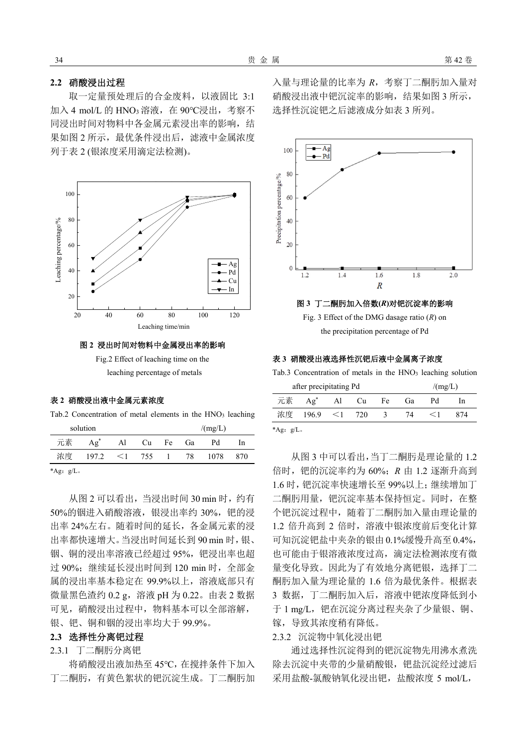## 2.2 硝酸浸出过程

取一定量预处理后的合金废料，以液固比 3:1 加入 4 mol/L 的 $HNO_3$ 溶液，在 90℃浸出，考察不同浸出时间对物料中各金属元素浸出率的影响，结果如图 2 所示，最优条件浸出后，滤液中金属浓度列于表 2 (银浓度采用滴定法检测)。

**图 2 浸出时间对物料中金属浸出率的影响**

Fig.2 Effect of leaching time on the leaching percentage of metals

**表 2 硝酸浸出液中金属元素浓度**

Tab.2 Concentration of metal elements in the $HNO_3$ leaching solution /(mg/L)

| 元素 | Ag* | Al | Cu | Fe | Ga | Pd | In |
|---|---|---|---|---|---|---|---|
| 浓度 | 197.2 | ＜1 | 755 | 1 | 78 | 1078 | 870 |

*Ag：g/L。

从图 2 可以看出，当浸出时间 30 min 时，约有 50%的铟进入硝酸溶液，银浸出率约 30%，钯的浸出率 24%左右。随着时间的延长，各金属元素的浸出率都快速增大。当浸出时间延长到 90 min 时，银、铟、铜的浸出率溶液已经超过 95%，钯浸出率也超过 90%；继续延长浸出时间到 120 min 时，全部金属的浸出率基本稳定在 99.9%以上，溶液底部只有微量黑色渣约 0.2 g，溶液 pH 为 0.22。由表 2 数据可见，硝酸浸出过程中，物料基本可以全部溶解，银、钯、铜和铟的浸出率均大于 99.9%。

## 2.3 选择性分离钯过程

### 2.3.1 丁二酮肟分离钯

将硝酸浸出液加热至 45℃，在搅拌条件下加入丁二酮肟，有黄色絮状的钯沉淀生成。丁二酮肟加入量与理论量的比率为 *R*，考察丁二酮肟加入量对硝酸浸出液中钯沉淀率的影响，结果如图 3 所示，选择性沉淀钯之后滤液成分如表 3 所列。

**图 3 丁二酮肟加入倍数(*R*)对钯沉淀率的影响**

Fig. 3 Effect of the DMG dasage ratio (*R*) on the precipitation percentage of Pd

**表 3 硝酸浸出液选择性沉钯后液中金属离子浓度**

Tab.3 Concentration of metals in the $HNO_3$ leaching solution after precipitating Pd /(mg/L)

| 元素 | Ag* | Al | Cu | Fe | Ga | Pd | In |
|---|---|---|---|---|---|---|---|
| 浓度 | 196.9 | ＜1 | 720 | 3 | 74 | ＜1 | 874 |

*Ag：g/L。

从图 3 中可以看出，当丁二酮肟是理论量的 1.2 倍时，钯的沉淀率约为 60%；*R* 由 1.2 逐渐升高到 1.6 时，钯沉淀率快速增长至 99%以上；继续增加丁二酮肟用量，钯沉淀率基本保持恒定。同时，在整个钯沉淀过程中，随着丁二酮肟加入量由理论量的 1.2 倍升高到 2 倍时，溶液中银浓度前后变化计算可知沉淀钯盐中夹杂的银由 0.1%缓慢升高至 0.4%，也可能由于银溶液浓度过高，滴定法检测浓度有微量变化导致。因此为了有效地分离钯银，选择丁二酮肟加入量为理论量的 1.6 倍为最优条件。根据表 3 数据，丁二酮肟加入后，溶液中钯浓度降低到小于 1 mg/L，钯在沉淀分离过程夹杂了少量银、铜、镓，导致其浓度稍有降低。

### 2.3.2 沉淀物中氧化浸出钯

通过选择性沉淀得到的钯沉淀物先用沸水煮洗除去沉淀中夹带的少量硝酸银，钯盐沉淀经过滤后采用盐酸-氯酸钠氧化浸出钯，盐酸浓度 5 mol/L，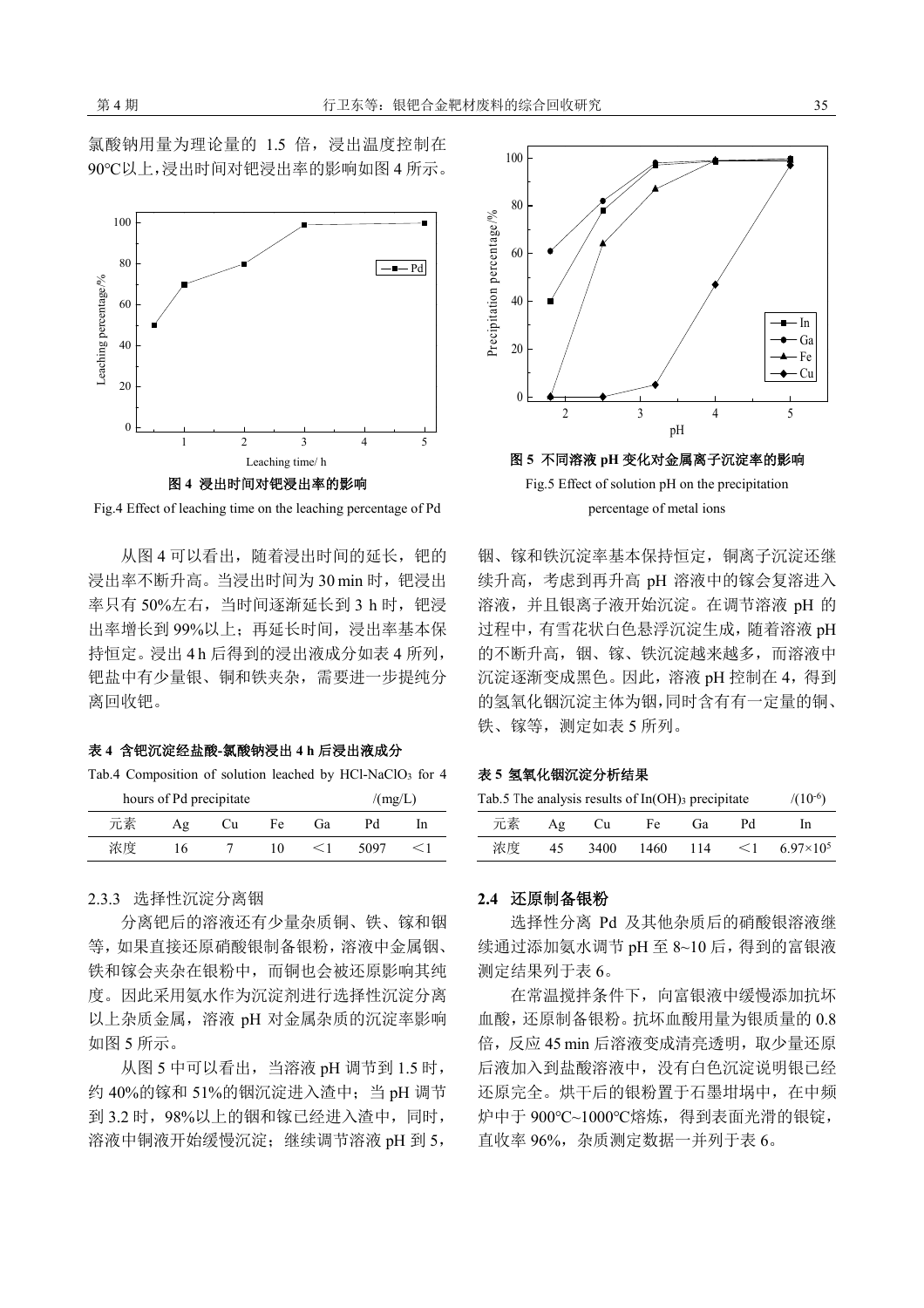氯酸钠用量为理论量的 1.5 倍，浸出温度控制在 90℃以上，浸出时间对钯浸出率的影响如图 4 所示。

图 4  浸出时间对钯浸出率的影响

Fig.4 Effect of leaching time on the leaching percentage of Pd

从图 4 可以看出，随着浸出时间的延长，钯的浸出率不断升高。当浸出时间为 30 min 时，钯浸出率只有 50%左右，当时间逐渐延长到 3 h 时，钯浸出率增长到 99%以上；再延长时间，浸出率基本保持恒定。浸出 4 h 后得到的浸出液成分如表 4 所列，钯盐中有少量银、铜和铁夹杂，需要进一步提纯分离回收钯。

**表 4  含钯沉淀经盐酸-氯酸钠浸出 4 h 后浸出液成分**

Tab.4 Composition of solution leached by HCl-$NaClO_3$ for 4 hours of Pd precipitate /(mg/L)

| 元素 | Ag | Cu | Fe | Ga | Pd | In |
|---|---|---|---|---|---|---|
| 浓度 | 16 | 7 | 10 | ＜1 | 5097 | ＜1 |

2.3.3  选择性沉淀分离铟

分离钯后的溶液还有少量杂质铜、铁、镓和铟等，如果直接还原硝酸银制备银粉，溶液中金属铟、铁和镓会夹杂在银粉中，而铜也会被还原影响其纯度。因此采用氨水作为沉淀剂进行选择性沉淀分离以上杂质金属，溶液 pH 对金属杂质的沉淀率影响如图 5 所示。

图 5  不同溶液 pH 变化对金属离子沉淀率的影响

Fig.5 Effect of solution pH on the precipitation percentage of metal ions

从图 5 中可以看出，当溶液 pH 调节到 1.5 时，约 40%的镓和 51%的铟沉淀进入渣中；当 pH 调节到 3.2 时，98%以上的铟和镓已经进入渣中，同时，溶液中铜液开始缓慢沉淀；继续调节溶液 pH 到 5，铟、镓和铁沉淀率基本保持恒定，铜离子沉淀还继续升高，考虑到再升高 pH 溶液中的镓会复溶进入溶液，并且银离子液开始沉淀。在调节溶液 pH 的过程中，有雪花状白色悬浮沉淀生成，随着溶液 pH 的不断升高，铟、镓、铁沉淀越来越多，而溶液中沉淀逐渐变成黑色。因此，溶液 pH 控制在 4，得到的氢氧化铟沉淀主体为铟，同时含有有一定量的铜、铁、镓等，测定如表 5 所列。

**表 5  氢氧化铟沉淀分析结果**

Tab.5 The analysis results of $In(OH)_3$ precipitate /($10^{-6}$)

| 元素 | Ag | Cu | Fe | Ga | Pd | In |
|---|---|---|---|---|---|---|
| 浓度 | 45 | 3400 | 1460 | 114 | ＜1 | $6.97\times10^5$ |

## 2.4  还原制备银粉

选择性分离 Pd 及其他杂质后的硝酸银溶液继续通过添加氨水调节 pH 至 8~10 后，得到的富银液测定结果列于表 6。

在常温搅拌条件下，向富银液中缓慢添加抗坏血酸，还原制备银粉。抗坏血酸用量为银质量的 0.8 倍，反应 45 min 后溶液变成清亮透明，取少量还原后液加入到盐酸溶液中，没有白色沉淀说明银已经还原完全。烘干后的银粉置于石墨坩埚中，在中频炉中于 900℃~1000℃熔炼，得到表面光滑的银锭，直收率 96%，杂质测定数据一并列于表 6。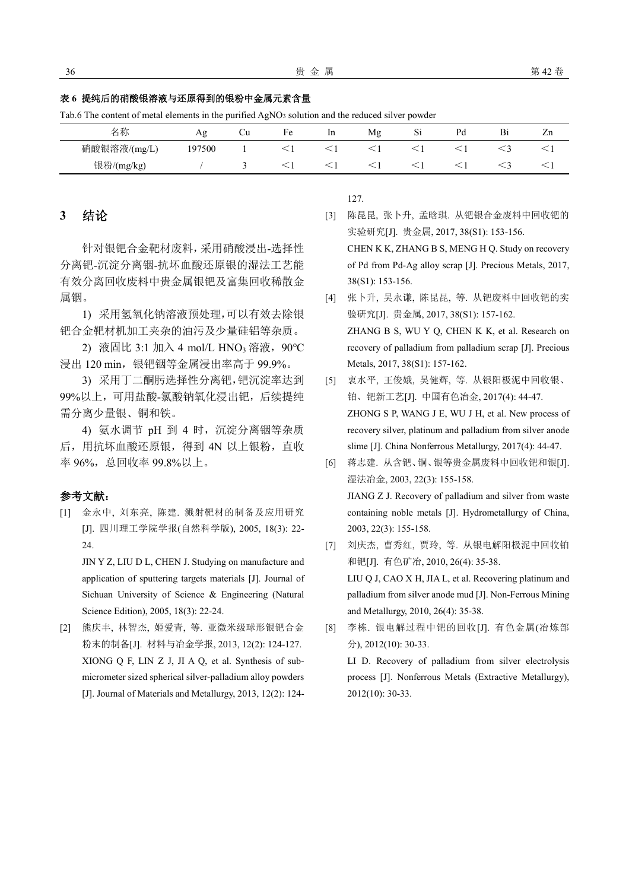**表 6 提纯后的硝酸银溶液与还原得到的银粉中金属元素含量**

Tab.6 The content of metal elements in the purified $AgNO_3$ solution and the reduced silver powder

| 名称 | Ag | Cu | Fe | In | Mg | Si | Pd | Bi | Zn |
|---|---|---|---|---|---|---|---|---|---|
| 硝酸银溶液/(mg/L) | 197500 | 1 | ＜1 | ＜1 | ＜1 | ＜1 | ＜1 | ＜3 | ＜1 |
| 银粉/(mg/kg) | / | 3 | ＜1 | ＜1 | ＜1 | ＜1 | ＜1 | ＜3 | ＜1 |

## 3 结论

针对银钯合金靶材废料，采用硝酸浸出-选择性分离钯-沉淀分离铟-抗坏血酸还原银的湿法工艺能有效分离回收废料中贵金属银钯及富集回收稀散金属铟。

1) 采用氢氧化钠溶液预处理，可以有效去除银钯合金靶材机加工夹杂的油污及少量硅铝等杂质。

2) 液固比 3:1 加入 4 mol/L $HNO_3$ 溶液，90℃浸出 120 min，银钯铟等金属浸出率高于 99.9%。

3) 采用丁二酮肟选择性分离钯，钯沉淀率达到 99%以上，可用盐酸-氯酸钠氧化浸出钯，后续提纯需分离少量银、铜和铁。

4) 氨水调节 pH 到 4 时，沉淀分离铟等杂质后，用抗坏血酸还原银，得到 4N 以上银粉，直收率 96%，总回收率 99.8%以上。

## 参考文献：

[1] 金永中, 刘东亮, 陈建. 溅射靶材的制备及应用研究[J]. 四川理工学院学报(自然科学版), 2005, 18(3): 22-24.
JIN Y Z, LIU D L, CHEN J. Studying on manufacture and application of sputtering targets materials [J]. Journal of Sichuan University of Science & Engineering (Natural Science Edition), 2005, 18(3): 22-24.

[2] 熊庆丰, 林智杰, 姬爱青, 等. 亚微米级球形银钯合金粉末的制备[J]. 材料与冶金学报, 2013, 12(2): 124-127.
XIONG Q F, LIN Z J, JI A Q, et al. Synthesis of sub-micrometer sized spherical silver-palladium alloy powders [J]. Journal of Materials and Metallurgy, 2013, 12(2): 124-127.

[3] 陈昆昆, 张卜升, 孟晗琪. 从钯银合金废料中回收钯的实验研究[J]. 贵金属, 2017, 38(S1): 153-156.
CHEN K K, ZHANG B S, MENG H Q. Study on recovery of Pd from Pd-Ag alloy scrap [J]. Precious Metals, 2017, 38(S1): 153-156.

[4] 张卜升, 吴永谦, 陈昆昆, 等. 从钯废料中回收钯的实验研究[J]. 贵金属, 2017, 38(S1): 157-162.
ZHANG B S, WU Y Q, CHEN K K, et al. Research on recovery of palladium from palladium scrap [J]. Precious Metals, 2017, 38(S1): 157-162.

[5] 衷水平, 王俊娥, 吴健辉, 等. 从银阳极泥中回收银、铂、钯新工艺[J]. 中国有色冶金, 2017(4): 44-47.
ZHONG S P, WANG J E, WU J H, et al. New process of recovery silver, platinum and palladium from silver anode slime [J]. China Nonferrous Metallurgy, 2017(4): 44-47.

[6] 蒋志建. 从含钯、铜、银等贵金属废料中回收钯和银[J]. 湿法冶金, 2003, 22(3): 155-158.
JIANG Z J. Recovery of palladium and silver from waste containing noble metals [J]. Hydrometallurgy of China, 2003, 22(3): 155-158.

[7] 刘庆杰, 曹秀红, 贾玲, 等. 从银电解阳极泥中回收铂和钯[J]. 有色矿冶, 2010, 26(4): 35-38.
LIU Q J, CAO X H, JIA L, et al. Recovering platinum and palladium from silver anode mud [J]. Non-Ferrous Mining and Metallurgy, 2010, 26(4): 35-38.

[8] 李栋. 银电解过程中钯的回收[J]. 有色金属(冶炼部分), 2012(10): 30-33.
LI D. Recovery of palladium from silver electrolysis process [J]. Nonferrous Metals (Extractive Metallurgy), 2012(10): 30-33.